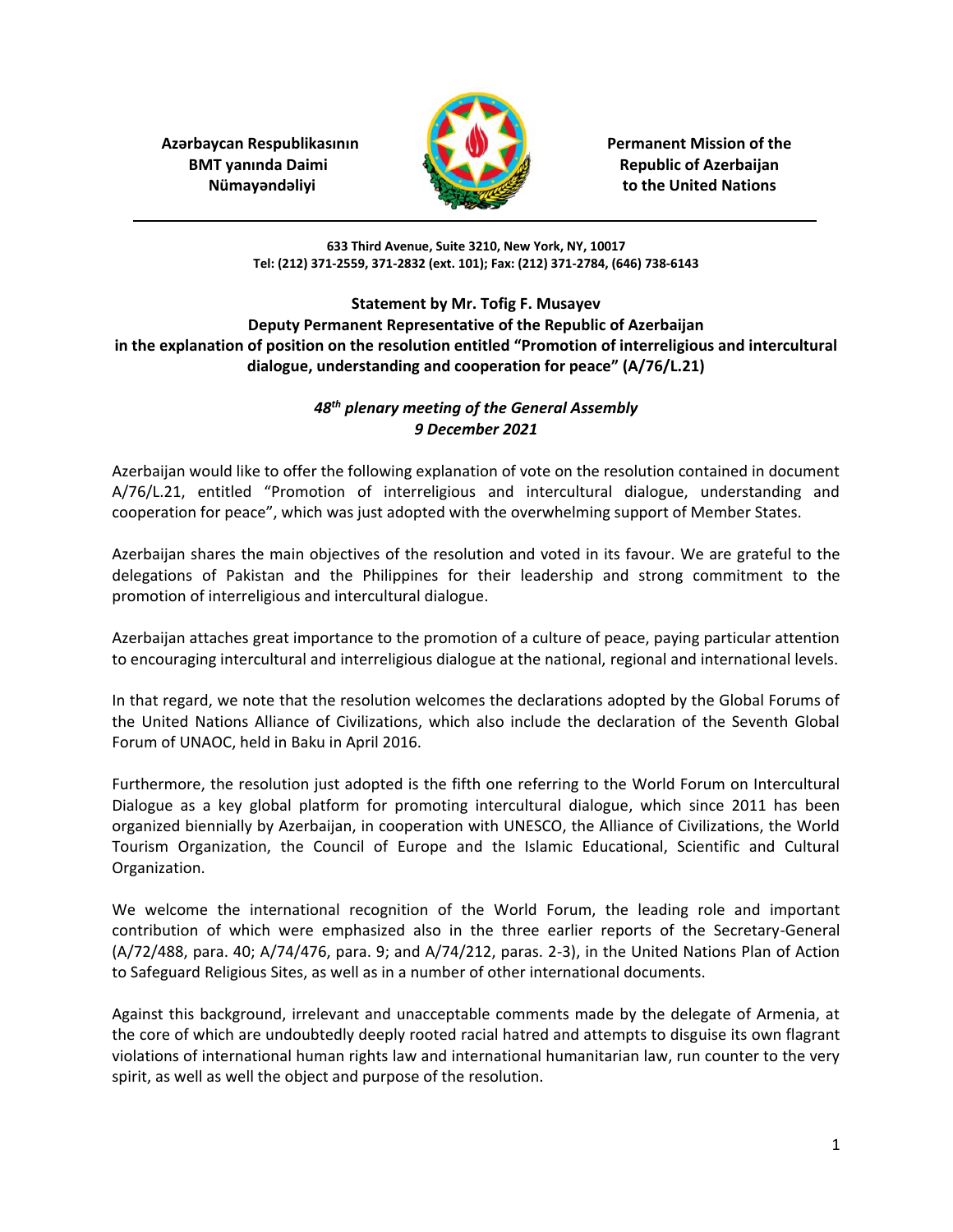**Azərbaycan Respublikasının BMT yanında Daimi Nümayəndəliyi**

**Permanent Mission of the Republic of Azerbaijan to the United Nations**

**633 Third Avenue, Suite 3210, New York, NY, 10017**
**Tel: (212) 371-2559, 371-2832 (ext. 101); Fax: (212) 371-2784, (646) 738-6143**

**Statement by Mr. Tofig F. Musayev**
**Deputy Permanent Representative of the Republic of Azerbaijan**
**in the explanation of position on the resolution entitled "Promotion of interreligious and intercultural dialogue, understanding and cooperation for peace" (A/76/L.21)**

***48th plenary meeting of the General Assembly***
***9 December 2021***

Azerbaijan would like to offer the following explanation of vote on the resolution contained in document A/76/L.21, entitled "Promotion of interreligious and intercultural dialogue, understanding and cooperation for peace", which was just adopted with the overwhelming support of Member States.

Azerbaijan shares the main objectives of the resolution and voted in its favour. We are grateful to the delegations of Pakistan and the Philippines for their leadership and strong commitment to the promotion of interreligious and intercultural dialogue.

Azerbaijan attaches great importance to the promotion of a culture of peace, paying particular attention to encouraging intercultural and interreligious dialogue at the national, regional and international levels.

In that regard, we note that the resolution welcomes the declarations adopted by the Global Forums of the United Nations Alliance of Civilizations, which also include the declaration of the Seventh Global Forum of UNAOC, held in Baku in April 2016.

Furthermore, the resolution just adopted is the fifth one referring to the World Forum on Intercultural Dialogue as a key global platform for promoting intercultural dialogue, which since 2011 has been organized biennially by Azerbaijan, in cooperation with UNESCO, the Alliance of Civilizations, the World Tourism Organization, the Council of Europe and the Islamic Educational, Scientific and Cultural Organization.

We welcome the international recognition of the World Forum, the leading role and important contribution of which were emphasized also in the three earlier reports of the Secretary-General (A/72/488, para. 40; A/74/476, para. 9; and A/74/212, paras. 2-3), in the United Nations Plan of Action to Safeguard Religious Sites, as well as in a number of other international documents.

Against this background, irrelevant and unacceptable comments made by the delegate of Armenia, at the core of which are undoubtedly deeply rooted racial hatred and attempts to disguise its own flagrant violations of international human rights law and international humanitarian law, run counter to the very spirit, as well as well the object and purpose of the resolution.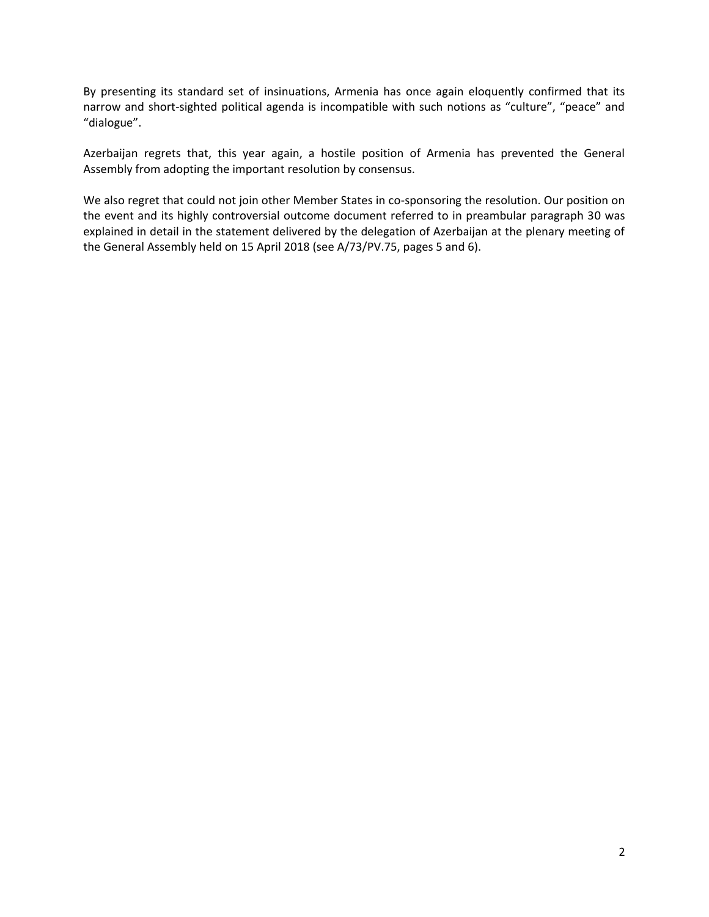By presenting its standard set of insinuations, Armenia has once again eloquently confirmed that its narrow and short-sighted political agenda is incompatible with such notions as “culture”, “peace” and “dialogue”.

Azerbaijan regrets that, this year again, a hostile position of Armenia has prevented the General Assembly from adopting the important resolution by consensus.

We also regret that could not join other Member States in co-sponsoring the resolution. Our position on the event and its highly controversial outcome document referred to in preambular paragraph 30 was explained in detail in the statement delivered by the delegation of Azerbaijan at the plenary meeting of the General Assembly held on 15 April 2018 (see A/73/PV.75, pages 5 and 6).